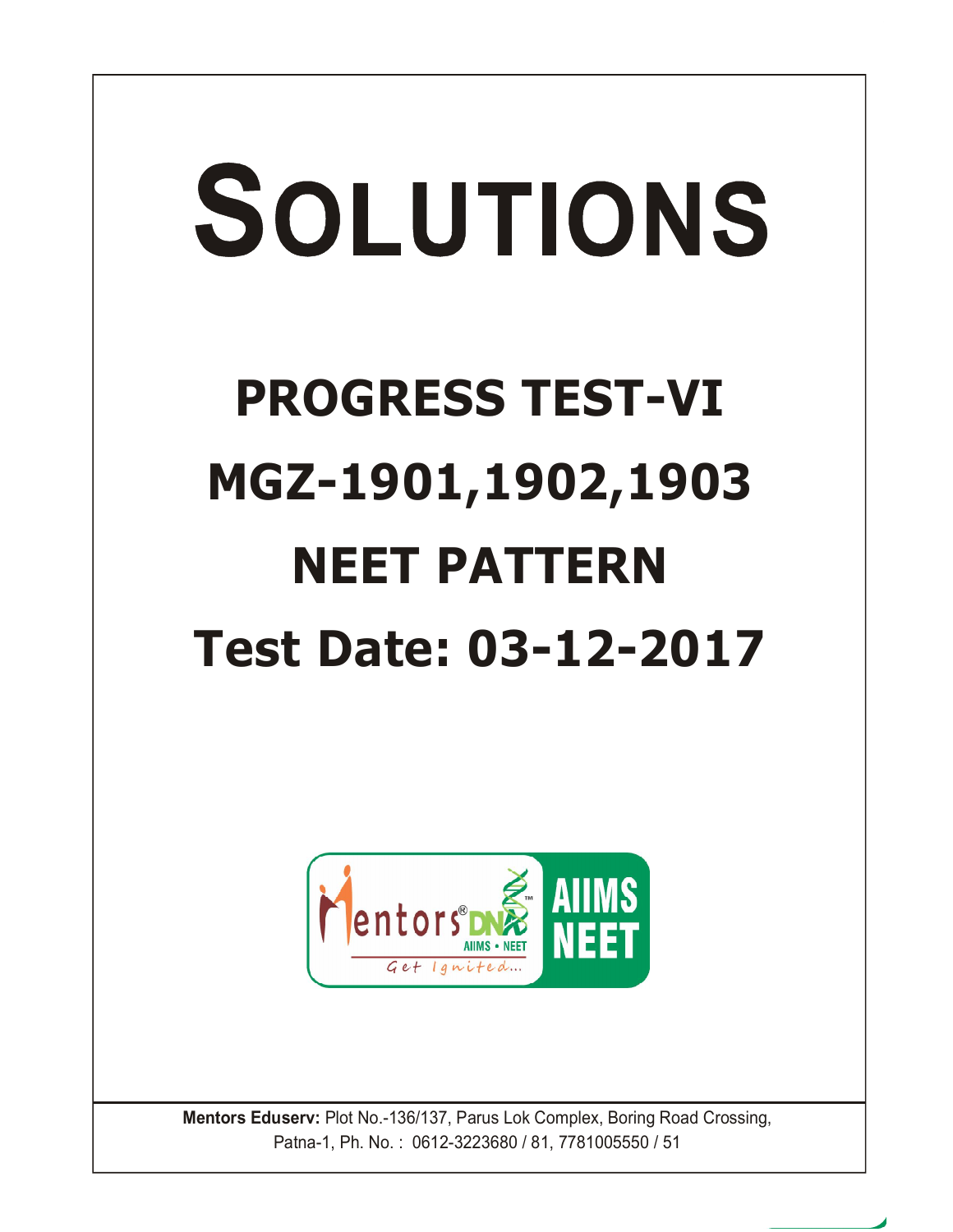# SOLUTIONS

## PROGRESS TEST-VI

## MGZ-1901,1902,1903

## NEET PATTERN

## Test Date: 03-12-2017

**Mentors Eduserv:** Plot No.-136/137, Parus Lok Complex, Boring Road Crossing, Patna-1, Ph. No. : 0612-3223680 / 81, 7781005550 / 51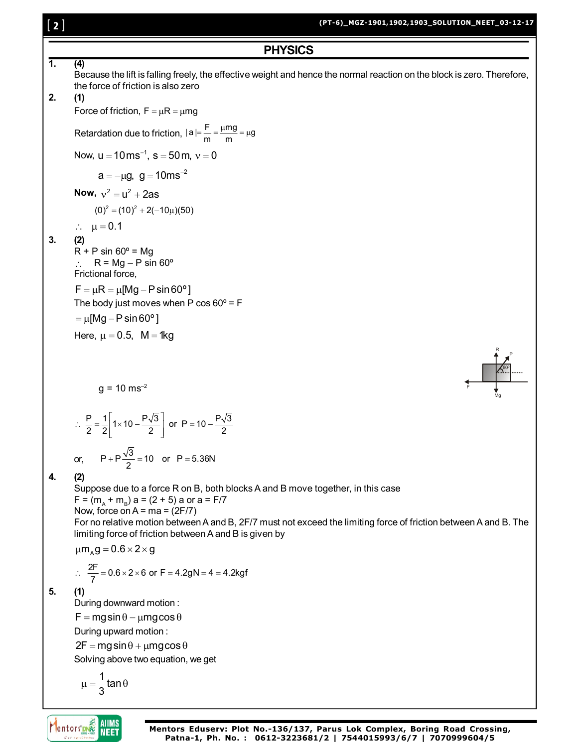## PHYSICS

**1.** **(4)**

Because the lift is falling freely, the effective weight and hence the normal reaction on the block is zero. Therefore, the force of friction is also zero

**2.** **(1)**

Force of friction, $F = \mu R = \mu mg$

Retardation due to friction, $|a| = \frac{F}{m} = \frac{\mu mg}{m} = \mu g$

Now, $u = 10\,ms^{-1}$, $s = 50\,m$, $v = 0$

$a = -\mu g$, $g = 10\,ms^{-2}$

**Now,** $v^2 = u^2 + 2as$

$(0)^2 = (10)^2 + 2(-10\mu)(50)$

$\therefore \quad \mu = 0.1$

**3.** **(2)**

R + P sin 60º = Mg

$\therefore$ R = Mg – P sin 60º

Frictional force,

$F = \mu R = \mu[Mg - P\sin 60°]$

The body just moves when P cos 60º = F

$= \mu[Mg - P\sin 60°]$

Here, $\mu = 0.5$, $M = 1kg$

g = 10 ms$^{-2}$

$\therefore \; \frac{P}{2} = \frac{1}{2}\left[1 \times 10 - \frac{P\sqrt{3}}{2}\right]$ or $P = 10 - \frac{P\sqrt{3}}{2}$

or, $\quad P + P\frac{\sqrt{3}}{2} = 10$ or $P = 5.36N$

**4.** **(2)**

Suppose due to a force R on B, both blocks A and B move together, in this case

F = ($m_A$ + $m_B$) a = (2 + 5) a or a = F/7

Now, force on A = ma = (2F/7)

For no relative motion between A and B, 2F/7 must not exceed the limiting force of friction between A and B. The limiting force of friction between A and B is given by

$\mu m_A g = 0.6 \times 2 \times g$

$\therefore \; \frac{2F}{7} = 0.6 \times 2 \times 6$ or $F = 4.2gN = 4 = 4.2kgf$

**5.** **(1)**

During downward motion :

$F = mg\sin\theta - \mu mg\cos\theta$

During upward motion :

$2F = mg\sin\theta + \mu mg\cos\theta$

Solving above two equation, we get

$\mu = \frac{1}{3}\tan\theta$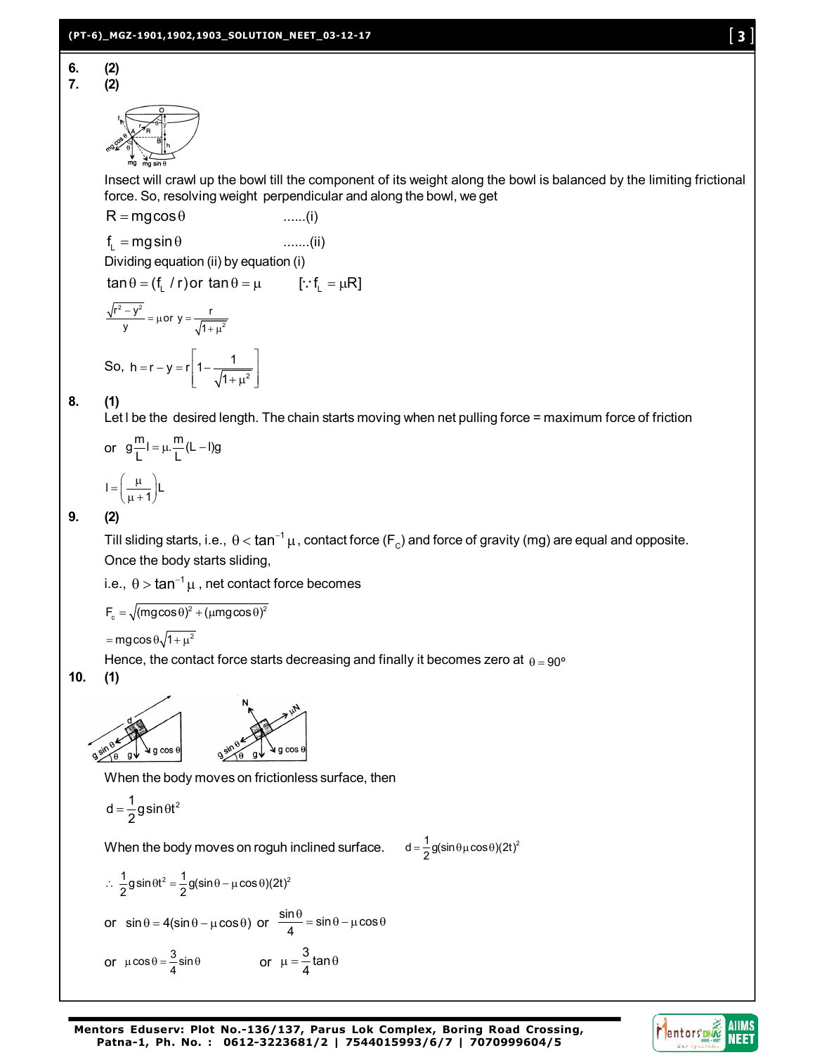6. **(2)**

7. **(2)**

Insect will crawl up the bowl till the component of its weight along the bowl is balanced by the limiting frictional force. So, resolving weight perpendicular and along the bowl, we get

$R = mg\cos\theta$ ......(i)

$f_L = mg\sin\theta$ .......(ii)

Dividing equation (ii) by equation (i)

$\tan\theta = (f_L / r)$ or $\tan\theta = \mu$ $[\because f_L = \mu R]$

$\frac{\sqrt{r^2 - y^2}}{y} = \mu$ or $y = \frac{r}{\sqrt{1+\mu^2}}$

So, $h = r - y = r\left[1 - \frac{1}{\sqrt{1+\mu^2}}\right]$

8. **(1)**

Let l be the desired length. The chain starts moving when net pulling force = maximum force of friction

or $g\frac{m}{L}l = \mu.\frac{m}{L}(L - l)g$

$l = \left(\frac{\mu}{\mu + 1}\right)L$

9. **(2)**

Till sliding starts, i.e., $\theta < \tan^{-1}\mu$, contact force ($F_c$) and force of gravity (mg) are equal and opposite.

Once the body starts sliding,

i.e., $\theta > \tan^{-1}\mu$, net contact force becomes

$F_c = \sqrt{(mg\cos\theta)^2 + (\mu mg\cos\theta)^2}$

$= mg\cos\theta\sqrt{1+\mu^2}$

Hence, the contact force starts decreasing and finally it becomes zero at $\theta = 90°$

10. **(1)**

When the body moves on frictionless surface, then

$d = \frac{1}{2}g\sin\theta t^2$

When the body moves on roguh inclined surface. $d = \frac{1}{2}g(\sin\theta\mu\cos\theta)(2t)^2$

$\therefore \frac{1}{2}g\sin\theta t^2 = \frac{1}{2}g(\sin\theta - \mu\cos\theta)(2t)^2$

or $\sin\theta = 4(\sin\theta - \mu\cos\theta)$ or $\frac{\sin\theta}{4} = \sin\theta - \mu\cos\theta$

or $\mu\cos\theta = \frac{3}{4}\sin\theta$ or $\mu = \frac{3}{4}\tan\theta$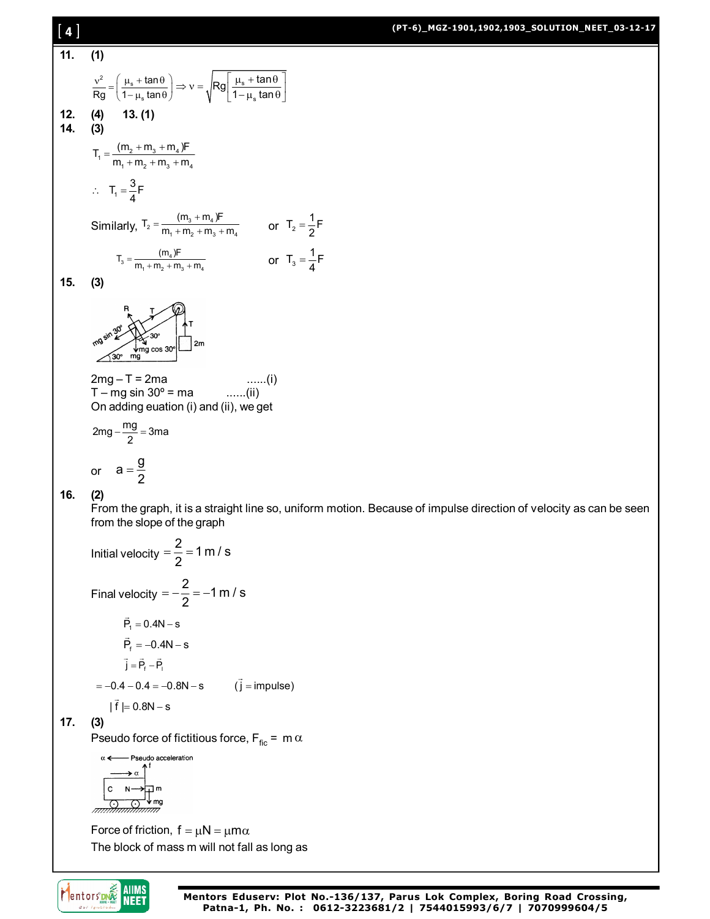**11. (1)**

$$\frac{v^2}{Rg} = \left(\frac{\mu_s + \tan\theta}{1 - \mu_s \tan\theta}\right) \Rightarrow v = \sqrt{Rg\left[\frac{\mu_s + \tan\theta}{1 - \mu_s \tan\theta}\right]}$$

**12. (4)** **13. (1)**

**14. (3)**

$$T_1 = \frac{(m_2 + m_3 + m_4)F}{m_1 + m_2 + m_3 + m_4}$$

$$\therefore \quad T_1 = \frac{3}{4}F$$

Similarly, $T_2 = \dfrac{(m_3 + m_4)F}{m_1 + m_2 + m_3 + m_4}$ or $T_2 = \dfrac{1}{2}F$

$T_3 = \dfrac{(m_4)F}{m_1 + m_2 + m_3 + m_4}$ or $T_3 = \dfrac{1}{4}F$

**15. (3)**

$2mg - T = 2ma$ ......(i)

$T - mg \sin 30^\circ = ma$ ......(ii)

On adding euation (i) and (ii), we get

$$2mg - \frac{mg}{2} = 3ma$$

or $a = \dfrac{g}{2}$

**16. (2)**

From the graph, it is a straight line so, uniform motion. Because of impulse direction of velocity as can be seen from the slope of the graph

Initial velocity $= \dfrac{2}{2} = 1\,m/s$

Final velocity $= -\dfrac{2}{2} = -1\,m/s$

$\vec{P}_i = 0.4N - s$

$\vec{P}_f = -0.4N - s$

$\vec{j} = \vec{P}_f - \vec{P}_i$

$= -0.4 - 0.4 = -0.8N - s$ ($\vec{j}$ = impulse)

$|\vec{f}| = 0.8N - s$

**17. (3)**

Pseudo force of fictitious force, $F_{fic} = m\alpha$

Force of friction, $f = \mu N = \mu m\alpha$

The block of mass m will not fall as long as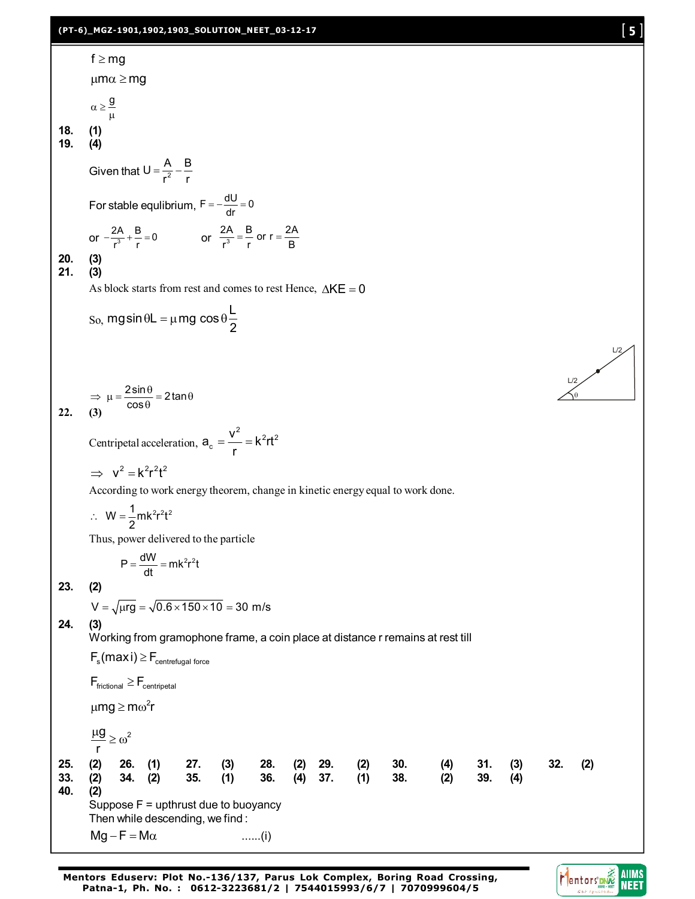$f \geq mg$

$\mu m\alpha \geq mg$

$\alpha \geq \frac{g}{\mu}$

**18.** **(1)**

**19.** **(4)**

Given that $U = \frac{A}{r^2} - \frac{B}{r}$

For stable equlibrium, $F = -\frac{dU}{dr} = 0$

or $-\frac{2A}{r^3} + \frac{B}{r} = 0$ or $\frac{2A}{r^3} = \frac{B}{r}$ or $r = \frac{2A}{B}$

**20.** **(3)**

**21.** **(3)**

As block starts from rest and comes to rest Hence, $\Delta KE = 0$

So, $mg \sin\theta L = \mu mg \cos\theta \frac{L}{2}$

$\Rightarrow \mu = \frac{2\sin\theta}{\cos\theta} = 2\tan\theta$

**22.** **(3)**

Centripetal acceleration, $a_c = \frac{v^2}{r} = k^2rt^2$

$\Rightarrow v^2 = k^2r^2t^2$

According to work energy theorem, change in kinetic energy equal to work done.

$\therefore W = \frac{1}{2}mk^2r^2t^2$

Thus, power delivered to the particle

$P = \frac{dW}{dt} = mk^2r^2t$

**23.** **(2)**

$V = \sqrt{\mu rg} = \sqrt{0.6 \times 150 \times 10} = 30$ m/s

**24.** **(3)**

Working from gramophone frame, a coin place at distance r remains at rest till

$F_s(\text{maxi}) \geq F_{\text{centrefugal force}}$

$F_{\text{frictional}} \geq F_{\text{centripetal}}$

$\mu mg \geq m\omega^2 r$

$\frac{\mu g}{r} \geq \omega^2$

| | | | | | | | | | | | | | | | |
|---|---|---|---|---|---|---|---|---|---|---|---|---|---|---|---|
| **25.** | **(2)** | **26.** | **(1)** | **27.** | **(3)** | **28.** | **(2)** | **29.** | **(2)** | **30.** | **(4)** | **31.** | **(3)** | **32.** | **(2)** |
| **33.** | **(2)** | **34.** | **(2)** | **35.** | **(1)** | **36.** | **(4)** | **37.** | **(1)** | **38.** | **(2)** | **39.** | **(4)** | | |

**40.** **(2)**

Suppose F = upthrust due to buoyancy

Then while descending, we find :

$Mg - F = M\alpha$ ......(i)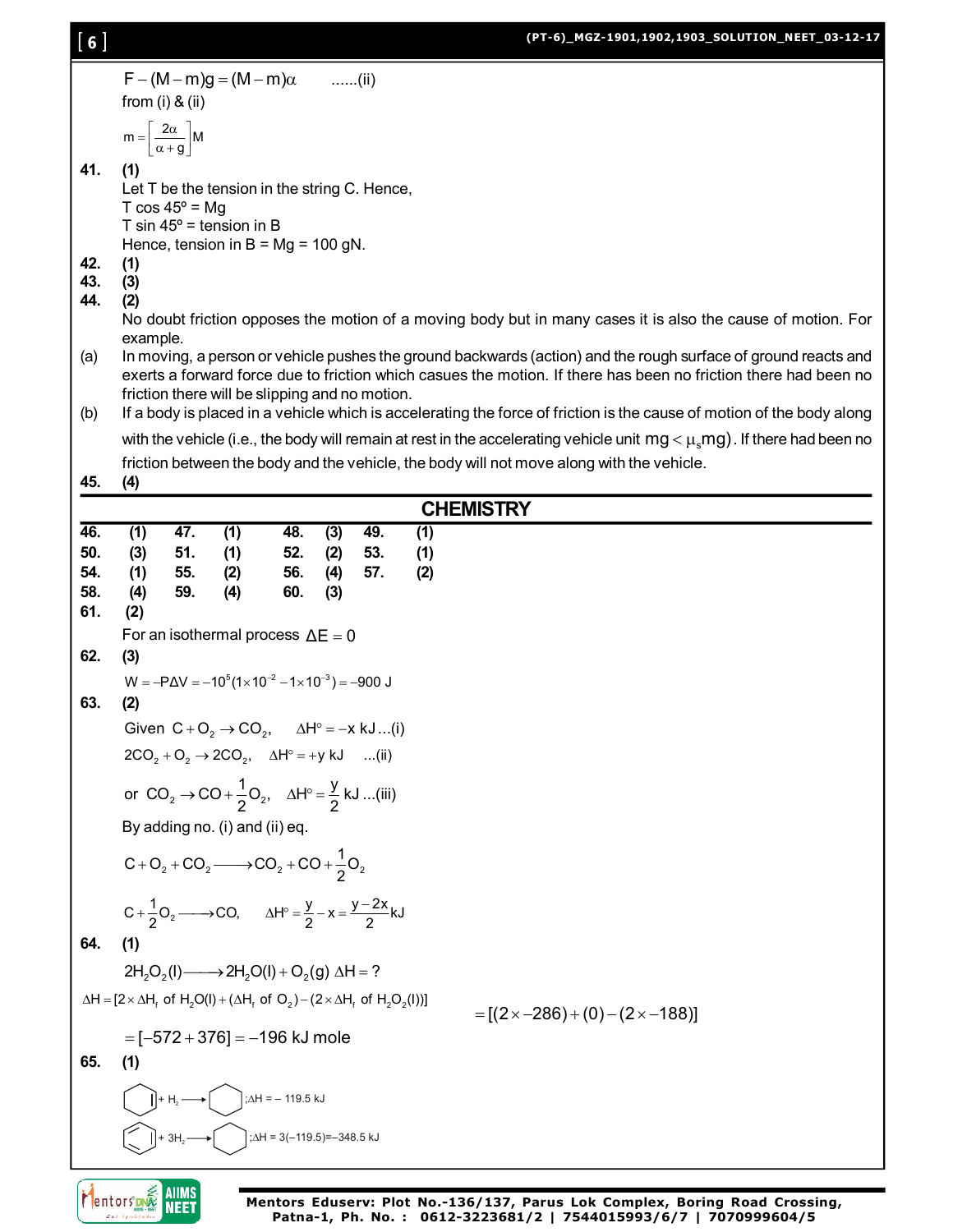$$F-(M-m)g=(M-m)\alpha \quad \text{......(ii)}$$

from (i) & (ii)

$$m=\left[\frac{2\alpha}{\alpha+g}\right]M$$

**41. (1)**

Let T be the tension in the string C. Hence,

T cos 45º = Mg

T sin 45º = tension in B

Hence, tension in B = Mg = 100 gN.

**42. (1)**

**43. (3)**

**44. (2)**

No doubt friction opposes the motion of a moving body but in many cases it is also the cause of motion. For example.

(a) In moving, a person or vehicle pushes the ground backwards (action) and the rough surface of ground reacts and exerts a forward force due to friction which casues the motion. If there has been no friction there had been no friction there will be slipping and no motion.

(b) If a body is placed in a vehicle which is accelerating the force of friction is the cause of motion of the body along with the vehicle (i.e., the body will remain at rest in the accelerating vehicle unit $mg<\mu_s mg$). If there had been no friction between the body and the vehicle, the body will not move along with the vehicle.

**45. (4)**

## CHEMISTRY

| | | | | | | | |
|---|---|---|---|---|---|---|---|
| **46.** | **(1)** | **47.** | **(1)** | **48.** | **(3)** | **49.** | **(1)** |
| **50.** | **(3)** | **51.** | **(1)** | **52.** | **(2)** | **53.** | **(1)** |
| **54.** | **(1)** | **55.** | **(2)** | **56.** | **(4)** | **57.** | **(2)** |
| **58.** | **(4)** | **59.** | **(4)** | **60.** | **(3)** | | |

**61. (2)**

For an isothermal process $\Delta E=0$

**62. (3)**

$$W=-P\Delta V=-10^5(1\times10^{-2}-1\times10^{-3})=-900\ J$$

**63. (2)**

Given $C+O_2\rightarrow CO_2,\quad \Delta H^\circ=-x\ kJ$ ...(i)

$2CO_2+O_2\rightarrow 2CO_2,\quad \Delta H^\circ=+y\ kJ$ ...(ii)

or $CO_2\rightarrow CO+\frac{1}{2}O_2,\quad \Delta H^\circ=\frac{y}{2}\ kJ$ ...(iii)

By adding no. (i) and (ii) eq.

$$C+O_2+CO_2\longrightarrow CO_2+CO+\frac{1}{2}O_2$$

$$C+\frac{1}{2}O_2\longrightarrow CO,\quad \Delta H^\circ=\frac{y}{2}-x=\frac{y-2x}{2}kJ$$

**64. (1)**

$$2H_2O_2(l)\longrightarrow 2H_2O(l)+O_2(g)\ \Delta H=?$$

$$\Delta H=[2\times\Delta H_f\text{ of }H_2O(l)+(\Delta H_f\text{ of }O_2)-(2\times\Delta H_f\text{ of }H_2O_2(l))]$$

$$=[(2\times-286)+(0)-(2\times-188)]$$

$$=[-572+376]=-196\text{ kJ mole}$$

**65. (1)**

Cyclohexene $+ H_2\longrightarrow$ Cyclohexane ; $\Delta H=-119.5$ kJ

Benzene $+ 3H_2\longrightarrow$ Cyclohexane ; $\Delta H=3(-119.5)=-348.5$ kJ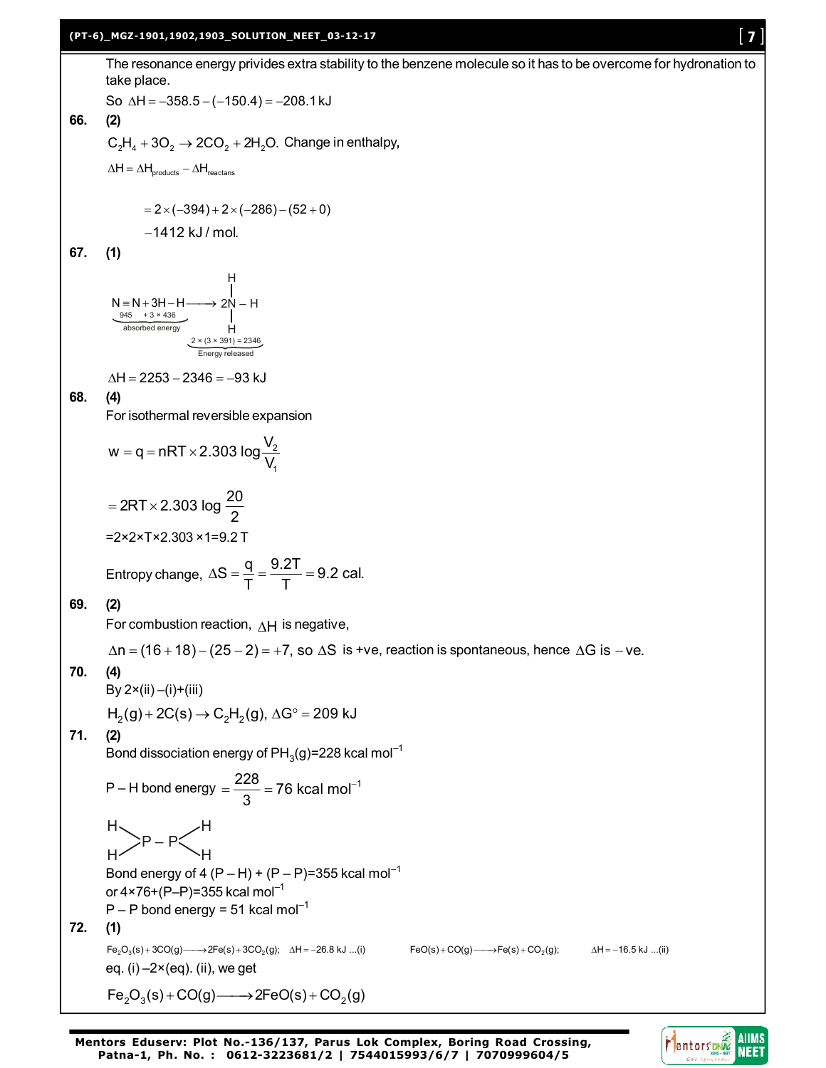The resonance energy privides extra stability to the benzene molecule so it has to be overcome for hydronation to take place.

So $\Delta H = -358.5 - (-150.4) = -208.1\,kJ$

**66. (2)**

$C_2H_4 + 3O_2 \rightarrow 2CO_2 + 2H_2O$. Change in enthalpy,

$\Delta H = \Delta H_{products} - \Delta H_{reactans}$

$$= 2 \times (-394) + 2 \times (-286) - (52 + 0)$$

$$-1412\ kJ/mol.$$

**67. (1)**

$$\underbrace{N \equiv N + 3H-H}_{\substack{945 \quad + 3 \times 436 \\ \text{absorbed energy}}} \longrightarrow \underbrace{2N-H}_{\substack{2 \times (3 \times 391) = 2346 \\ \text{Energy released}}}$$

(where each N in $2N-H$ is bonded to three H atoms, i.e. $2NH_3$)

$\Delta H = 2253 - 2346 = -93\ kJ$

**68. (4)**

For isothermal reversible expansion

$$w = q = nRT \times 2.303 \log \frac{V_2}{V_1}$$

$$= 2RT \times 2.303 \log \frac{20}{2}$$

$=2 \times 2 \times T \times 2.303 \times 1 = 9.2\,T$

Entropy change, $\Delta S = \dfrac{q}{T} = \dfrac{9.2T}{T} = 9.2$ cal.

**69. (2)**

For combustion reaction, $\Delta H$ is negative,

$\Delta n = (16+18) - (25-2) = +7$, so $\Delta S$ is +ve, reaction is spontaneous, hence $\Delta G$ is $-$ve.

**70. (4)**

By 2×(ii) –(i)+(iii)

$H_2(g) + 2C(s) \rightarrow C_2H_2(g),\ \Delta G^\circ = 209\ kJ$

**71. (2)**

Bond dissociation energy of $PH_3(g)$=228 kcal $mol^{-1}$

$P-H$ bond energy $= \dfrac{228}{3} = 76$ kcal $mol^{-1}$

$H_2P-PH_2$

Bond energy of 4 (P – H) + (P – P)=355 kcal $mol^{-1}$

or 4×76+(P–P)=355 kcal $mol^{-1}$

P – P bond energy = 51 kcal $mol^{-1}$

**72. (1)**

$Fe_2O_3(s) + 3CO(g) \longrightarrow 2Fe(s) + 3CO_2(g);\quad \Delta H = -26.8\ kJ$ ...(i)  $\quad FeO(s) + CO(g) \longrightarrow Fe(s) + CO_2(g);\quad \Delta H = -16.5\ kJ$ ...(ii)

eq. (i) –2×(eq). (ii), we get

$$Fe_2O_3(s) + CO(g) \longrightarrow 2FeO(s) + CO_2(g)$$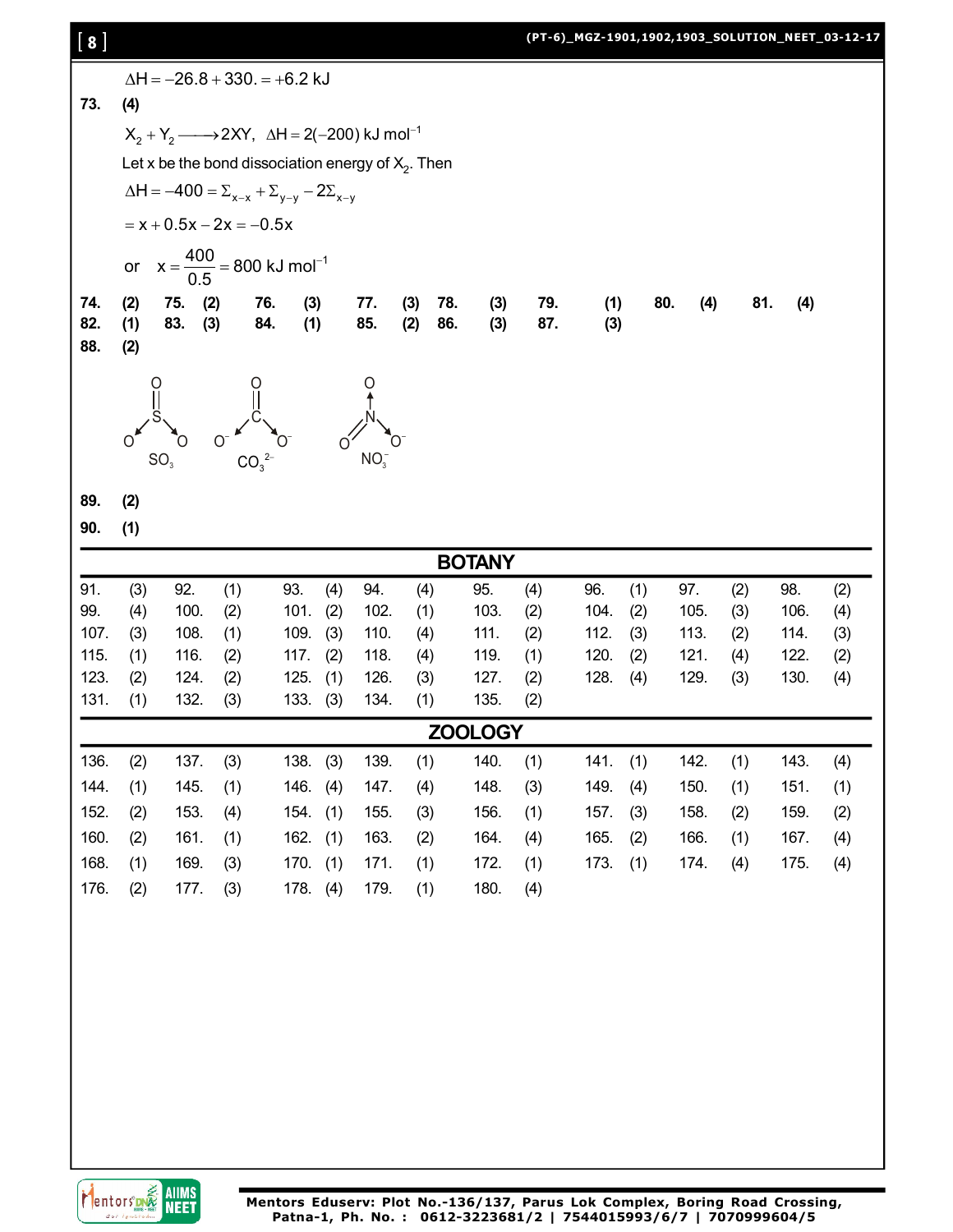$\Delta H = -26.8 + 330. = +6.2 \text{ kJ}$

**73.** **(4)**

$X_2 + Y_2 \longrightarrow 2XY, \quad \Delta H = 2(-200) \text{ kJ mol}^{-1}$

Let x be the bond dissociation energy of $X_2$. Then

$\Delta H = -400 = \Sigma_{x-x} + \Sigma_{y-y} - 2\Sigma_{x-y}$

$= x + 0.5x - 2x = -0.5x$

or $\quad x = \dfrac{400}{0.5} = 800 \text{ kJ mol}^{-1}$

**74.** **(2)** **75.** **(2)** **76.** **(3)** **77.** **(3)** **78.** **(3)** **79.** **(1)** **80.** **(4)** **81.** **(4)**
**82.** **(1)** **83.** **(3)** **84.** **(1)** **85.** **(2)** **86.** **(3)** **87.** **(3)**

**88.** **(2)**

$SO_3$ $\quad$ $CO_3^{2-}$ $\quad$ $NO_3^-$

**89.** **(2)**

**90.** **(1)**

## BOTANY

| | | | | | | | | | | | | | | | |
|---|---|---|---|---|---|---|---|---|---|---|---|---|---|---|---|
| 91. | (3) | 92. | (1) | 93. | (4) | 94. | (4) | 95. | (4) | 96. | (1) | 97. | (2) | 98. | (2) |
| 99. | (4) | 100. | (2) | 101. | (2) | 102. | (1) | 103. | (2) | 104. | (2) | 105. | (3) | 106. | (4) |
| 107. | (3) | 108. | (1) | 109. | (3) | 110. | (4) | 111. | (2) | 112. | (3) | 113. | (2) | 114. | (3) |
| 115. | (1) | 116. | (2) | 117. | (2) | 118. | (4) | 119. | (1) | 120. | (2) | 121. | (4) | 122. | (2) |
| 123. | (2) | 124. | (2) | 125. | (1) | 126. | (3) | 127. | (2) | 128. | (4) | 129. | (3) | 130. | (4) |
| 131. | (1) | 132. | (3) | 133. | (3) | 134. | (1) | 135. | (2) | | | | | | |

## ZOOLOGY

| | | | | | | | | | | | | | | | |
|---|---|---|---|---|---|---|---|---|---|---|---|---|---|---|---|
| 136. | (2) | 137. | (3) | 138. | (3) | 139. | (1) | 140. | (1) | 141. | (1) | 142. | (1) | 143. | (4) |
| 144. | (1) | 145. | (1) | 146. | (4) | 147. | (4) | 148. | (3) | 149. | (4) | 150. | (1) | 151. | (1) |
| 152. | (2) | 153. | (4) | 154. | (1) | 155. | (3) | 156. | (1) | 157. | (3) | 158. | (2) | 159. | (2) |
| 160. | (2) | 161. | (1) | 162. | (1) | 163. | (2) | 164. | (4) | 165. | (2) | 166. | (1) | 167. | (4) |
| 168. | (1) | 169. | (3) | 170. | (1) | 171. | (1) | 172. | (1) | 173. | (1) | 174. | (4) | 175. | (4) |
| 176. | (2) | 177. | (3) | 178. | (4) | 179. | (1) | 180. | (4) | | | | | | |